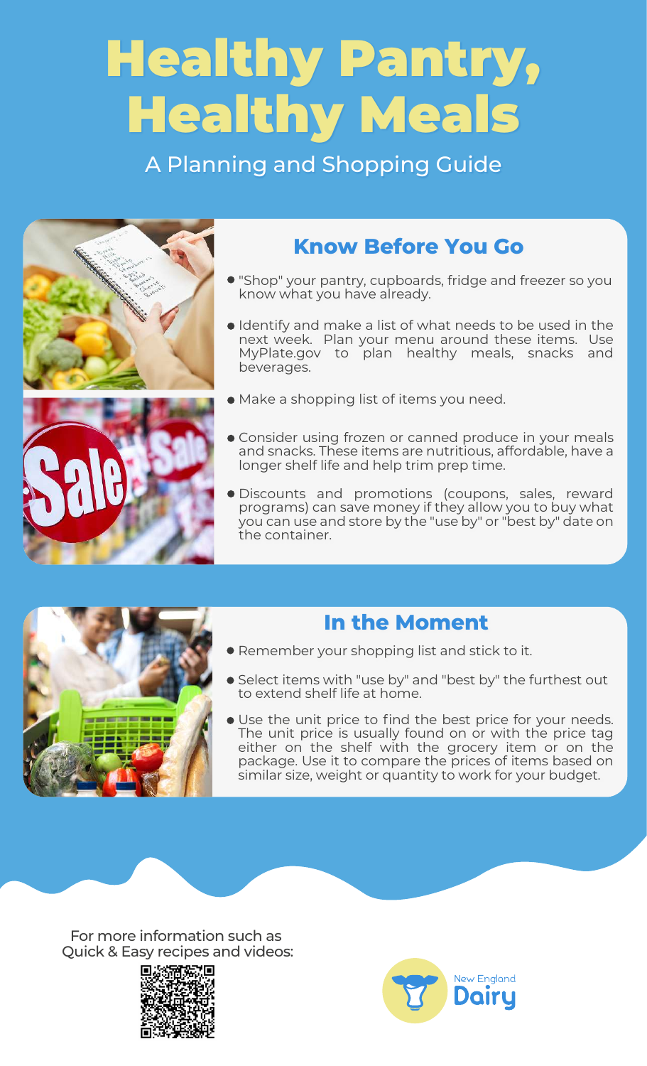# Healthy Pantry, Healthy Meals

A Planning and Shopping Guide

## Know Before You Go

- "Shop" your pantry, cupboards, fridge and freezer so you know what you have already.
- Identify and make a list of what needs to be used in the next week. Plan your menu around these items. Use MyPlate.gov to plan healthy meals, snacks and beverages.
- Make a shopping list of items you need.
- Consider using frozen or canned produce in your meals and snacks. These items are nutritious, affordable, have a longer shelf life and help trim prep time.
- Discounts and promotions (coupons, sales, reward programs) can save money if they allow you to buy what you can use and store by the "use by" or "best by" date on the container.

## In the Moment

- Remember your shopping list and stick to it.
- Select items with "use by" and "best by" the furthest out to extend shelf life at home.
- Use the unit price to find the best price for your needs. The unit price is usually found on or with the price tag either on the shelf with the grocery item or on the package. Use it to compare the prices of items based on similar size, weight or quantity to work for your budget.

For more information such as Quick & Easy recipes and videos:

New England Dairy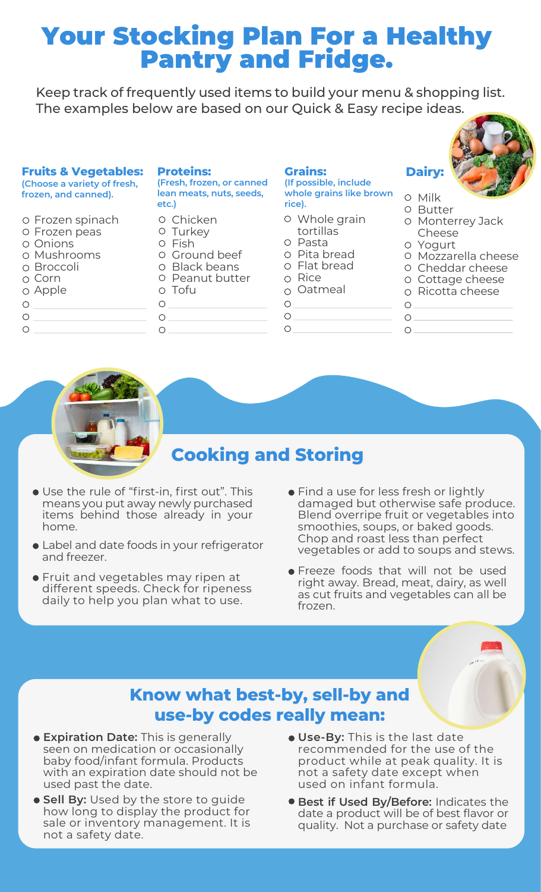# Your Stocking Plan For a Healthy Pantry and Fridge.

Keep track of frequently used items to build your menu & shopping list. The examples below are based on our Quick & Easy recipe ideas.

**Fruits & Vegetables:**
**(Choose a variety of fresh, frozen, and canned).**

- Frozen spinach
- Frozen peas
- Onions
- Mushrooms
- Broccoli
- Corn
- Apple
- ____________
- ____________
- ____________

**Proteins:**
**(Fresh, frozen, or canned lean meats, nuts, seeds, etc.)**

- Chicken
- Turkey
- Fish
- Ground beef
- Black beans
- Peanut butter
- Tofu
- ____________
- ____________

**Grains:**
**(If possible, include whole grains like brown rice).**

- Whole grain tortillas
- Pasta
- Pita bread
- Flat bread
- Rice
- Oatmeal
- ____________
- ____________
- ____________

**Dairy:**

- Milk
- Butter
- Monterrey Jack Cheese
- Yogurt
- Mozzarella cheese
- Cheddar cheese
- Cottage cheese
- Ricotta cheese
- ____________
- ____________
- ____________

## Cooking and Storing

- Use the rule of "first-in, first out". This means you put away newly purchased items behind those already in your home.
- Label and date foods in your refrigerator and freezer.
- Fruit and vegetables may ripen at different speeds. Check for ripeness daily to help you plan what to use.
- Find a use for less fresh or lightly damaged but otherwise safe produce. Blend overripe fruit or vegetables into smoothies, soups, or baked goods. Chop and roast less than perfect vegetables or add to soups and stews.
- Freeze foods that will not be used right away. Bread, meat, dairy, as well as cut fruits and vegetables can all be frozen.

## Know what best-by, sell-by and use-by codes really mean:

- **Expiration Date:** This is generally seen on medication or occasionally baby food/infant formula. Products with an expiration date should not be used past the date.
- **Sell By:** Used by the store to guide how long to display the product for sale or inventory management. It is not a safety date.
- **Use-By:** This is the last date recommended for the use of the product while at peak quality. It is not a safety date except when used on infant formula.
- **Best if Used By/Before:** Indicates the date a product will be of best flavor or quality. Not a purchase or safety date